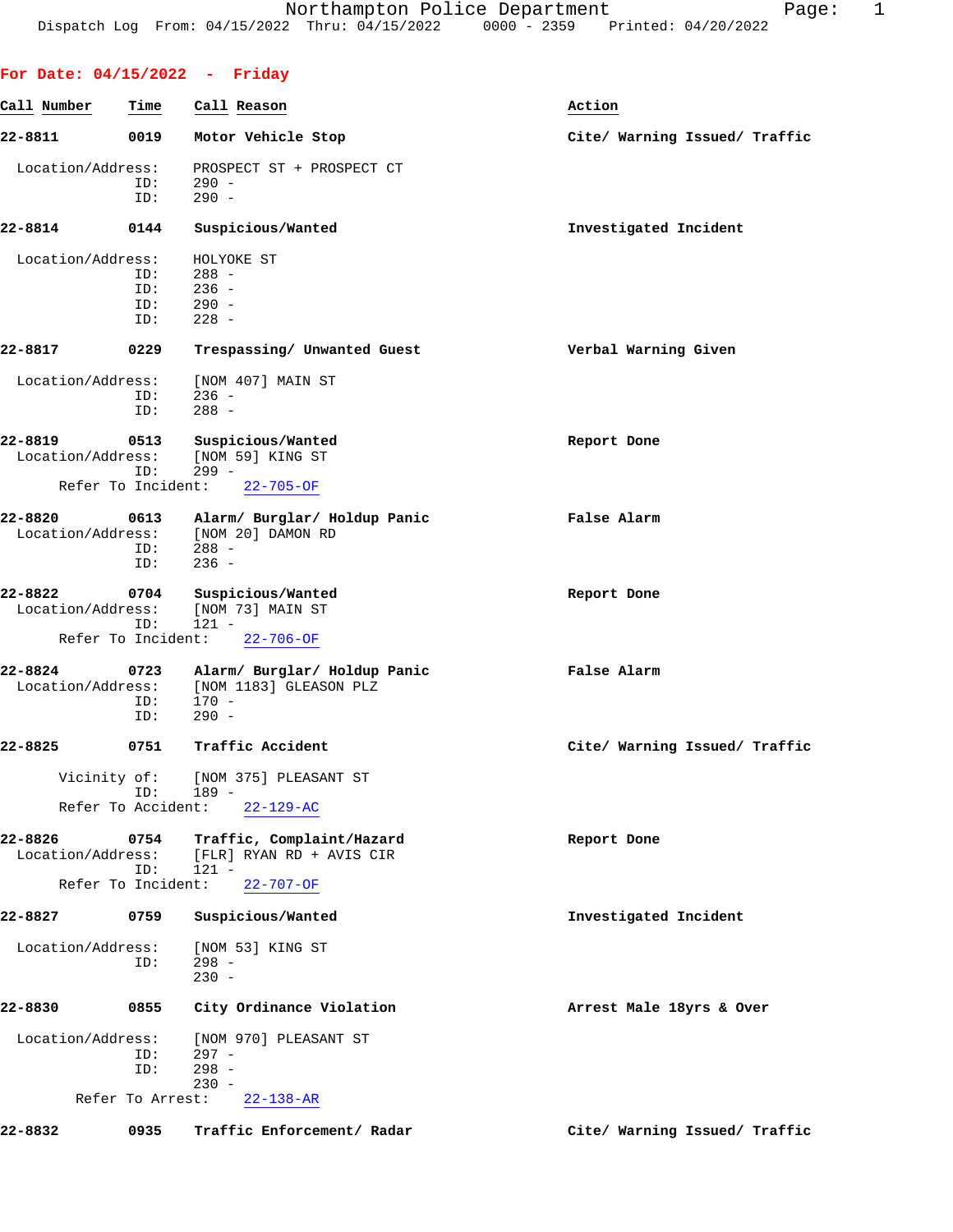Northampton Police Department
Dispatch Log From: 04/15/2022 Thru: 04/15/2022 0000 - 2359 Printed: 04/20/2022

## For Date: 04/15/2022 - Friday

**Call Number** | **Time** | **Call Reason** | **Action**

**22-8811** **0019** **Motor Vehicle Stop** — **Cite/ Warning Issued/ Traffic**

Location/Address: PROSPECT ST + PROSPECT CT
ID: 290 -
ID: 290 -

**22-8814** **0144** **Suspicious/Wanted** — **Investigated Incident**

Location/Address: HOLYOKE ST
ID: 288 -
ID: 236 -
ID: 290 -
ID: 228 -

**22-8817** **0229** **Trespassing/ Unwanted Guest** — **Verbal Warning Given**

Location/Address: [NOM 407] MAIN ST
ID: 236 -
ID: 288 -

**22-8819** **0513** **Suspicious/Wanted** — **Report Done**
Location/Address: [NOM 59] KING ST
ID: 299 -
Refer To Incident: 22-705-OF

**22-8820** **0613** **Alarm/ Burglar/ Holdup Panic** — **False Alarm**
Location/Address: [NOM 20] DAMON RD
ID: 288 -
ID: 236 -

**22-8822** **0704** **Suspicious/Wanted** — **Report Done**
Location/Address: [NOM 73] MAIN ST
ID: 121 -
Refer To Incident: 22-706-OF

**22-8824** **0723** **Alarm/ Burglar/ Holdup Panic** — **False Alarm**
Location/Address: [NOM 1183] GLEASON PLZ
ID: 170 -
ID: 290 -

**22-8825** **0751** **Traffic Accident** — **Cite/ Warning Issued/ Traffic**

Vicinity of: [NOM 375] PLEASANT ST
ID: 189 -
Refer To Accident: 22-129-AC

**22-8826** **0754** **Traffic, Complaint/Hazard** — **Report Done**
Location/Address: [FLR] RYAN RD + AVIS CIR
ID: 121 -
Refer To Incident: 22-707-OF

**22-8827** **0759** **Suspicious/Wanted** — **Investigated Incident**

Location/Address: [NOM 53] KING ST
ID: 298 -
230 -

**22-8830** **0855** **City Ordinance Violation** — **Arrest Male 18yrs & Over**

Location/Address: [NOM 970] PLEASANT ST
ID: 297 -
ID: 298 -
230 -
Refer To Arrest: 22-138-AR

**22-8832** **0935** **Traffic Enforcement/ Radar** — **Cite/ Warning Issued/ Traffic**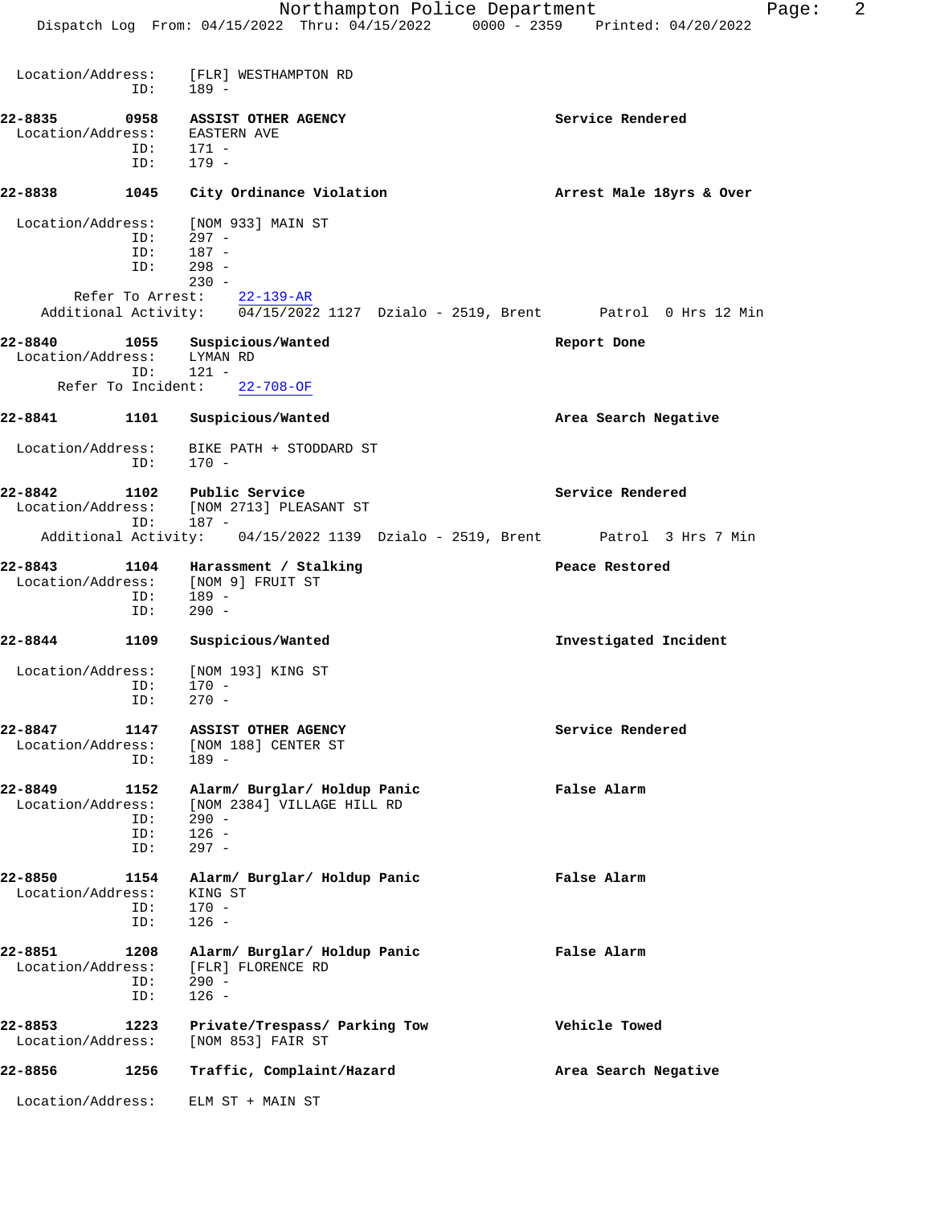Location/Address: [FLR] WESTHAMPTON RD
ID: 189 -

**22-8835 0958 ASSIST OTHER AGENCY** — **Service Rendered**
Location/Address: EASTERN AVE
ID: 171 -
ID: 179 -

**22-8838 1045 City Ordinance Violation** — **Arrest Male 18yrs & Over**
Location/Address: [NOM 933] MAIN ST
ID: 297 -
ID: 187 -
ID: 298 -
230 -
Refer To Arrest: 22-139-AR
Additional Activity: 04/15/2022 1127 Dzialo - 2519, Brent Patrol 0 Hrs 12 Min

**22-8840 1055 Suspicious/Wanted** — **Report Done**
Location/Address: LYMAN RD
ID: 121 -
Refer To Incident: 22-708-OF

**22-8841 1101 Suspicious/Wanted** — **Area Search Negative**
Location/Address: BIKE PATH + STODDARD ST
ID: 170 -

**22-8842 1102 Public Service** — **Service Rendered**
Location/Address: [NOM 2713] PLEASANT ST
ID: 187 -
Additional Activity: 04/15/2022 1139 Dzialo - 2519, Brent Patrol 3 Hrs 7 Min

**22-8843 1104 Harassment / Stalking** — **Peace Restored**
Location/Address: [NOM 9] FRUIT ST
ID: 189 -
ID: 290 -

**22-8844 1109 Suspicious/Wanted** — **Investigated Incident**
Location/Address: [NOM 193] KING ST
ID: 170 -
ID: 270 -

**22-8847 1147 ASSIST OTHER AGENCY** — **Service Rendered**
Location/Address: [NOM 188] CENTER ST
ID: 189 -

**22-8849 1152 Alarm/ Burglar/ Holdup Panic** — **False Alarm**
Location/Address: [NOM 2384] VILLAGE HILL RD
ID: 290 -
ID: 126 -
ID: 297 -

**22-8850 1154 Alarm/ Burglar/ Holdup Panic** — **False Alarm**
Location/Address: KING ST
ID: 170 -
ID: 126 -

**22-8851 1208 Alarm/ Burglar/ Holdup Panic** — **False Alarm**
Location/Address: [FLR] FLORENCE RD
ID: 290 -
ID: 126 -

**22-8853 1223 Private/Trespass/ Parking Tow** — **Vehicle Towed**
Location/Address: [NOM 853] FAIR ST

**22-8856 1256 Traffic, Complaint/Hazard** — **Area Search Negative**
Location/Address: ELM ST + MAIN ST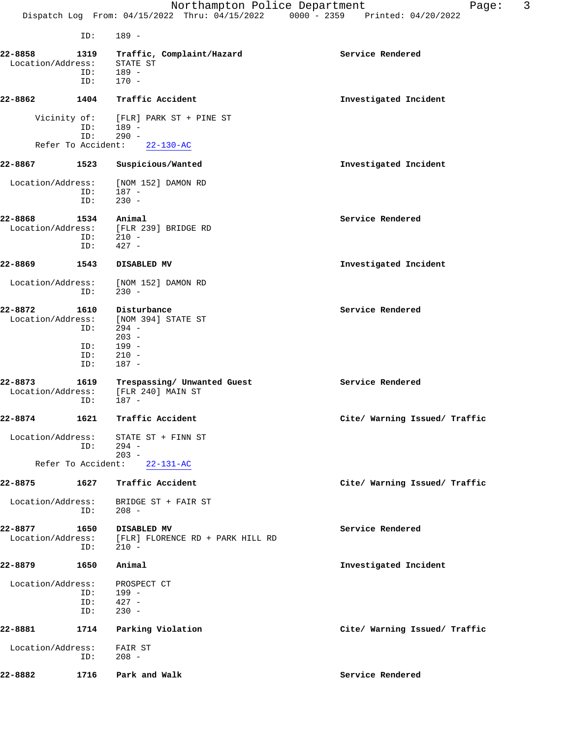ID: 189 -

**22-8858 1319 Traffic, Complaint/Hazard** — **Service Rendered**
Location/Address: STATE ST
ID: 189 -
ID: 170 -

**22-8862 1404 Traffic Accident** — **Investigated Incident**

Vicinity of: [FLR] PARK ST + PINE ST
ID: 189 -
ID: 290 -
Refer To Accident: 22-130-AC

**22-8867 1523 Suspicious/Wanted** — **Investigated Incident**

Location/Address: [NOM 152] DAMON RD
ID: 187 -
ID: 230 -

**22-8868 1534 Animal** — **Service Rendered**
Location/Address: [FLR 239] BRIDGE RD
ID: 210 -
ID: 427 -

**22-8869 1543 DISABLED MV** — **Investigated Incident**

Location/Address: [NOM 152] DAMON RD
ID: 230 -

**22-8872 1610 Disturbance** — **Service Rendered**
Location/Address: [NOM 394] STATE ST
ID: 294 -
203 -
ID: 199 -
ID: 210 -
ID: 187 -

**22-8873 1619 Trespassing/ Unwanted Guest** — **Service Rendered**
Location/Address: [FLR 240] MAIN ST
ID: 187 -

**22-8874 1621 Traffic Accident** — **Cite/ Warning Issued/ Traffic**

Location/Address: STATE ST + FINN ST
ID: 294 -
203 -
Refer To Accident: 22-131-AC

**22-8875 1627 Traffic Accident** — **Cite/ Warning Issued/ Traffic**

Location/Address: BRIDGE ST + FAIR ST
ID: 208 -

**22-8877 1650 DISABLED MV** — **Service Rendered**
Location/Address: [FLR] FLORENCE RD + PARK HILL RD
ID: 210 -

**22-8879 1650 Animal** — **Investigated Incident**

Location/Address: PROSPECT CT
ID: 199 -
ID: 427 -
ID: 230 -

**22-8881 1714 Parking Violation** — **Cite/ Warning Issued/ Traffic**

Location/Address: FAIR ST
ID: 208 -

**22-8882 1716 Park and Walk** — **Service Rendered**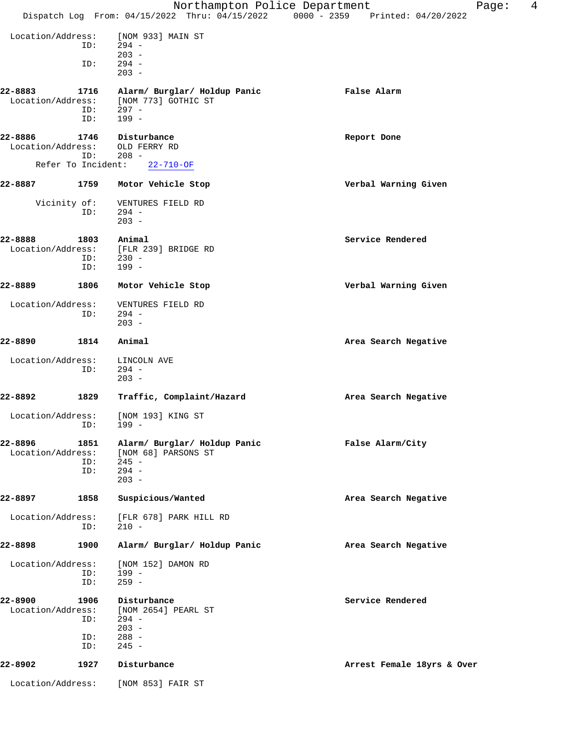Location/Address: [NOM 933] MAIN ST
ID: 294 -
203 -
ID: 294 -
203 -

**22-8883 1716 Alarm/ Burglar/ Holdup Panic** — **False Alarm**
Location/Address: [NOM 773] GOTHIC ST
ID: 297 -
ID: 199 -

**22-8886 1746 Disturbance** — **Report Done**
Location/Address: OLD FERRY RD
ID: 208 -
Refer To Incident: 22-710-OF

**22-8887 1759 Motor Vehicle Stop** — **Verbal Warning Given**
Vicinity of: VENTURES FIELD RD
ID: 294 -
203 -

**22-8888 1803 Animal** — **Service Rendered**
Location/Address: [FLR 239] BRIDGE RD
ID: 230 -
ID: 199 -

**22-8889 1806 Motor Vehicle Stop** — **Verbal Warning Given**
Location/Address: VENTURES FIELD RD
ID: 294 -
203 -

**22-8890 1814 Animal** — **Area Search Negative**
Location/Address: LINCOLN AVE
ID: 294 -
203 -

**22-8892 1829 Traffic, Complaint/Hazard** — **Area Search Negative**
Location/Address: [NOM 193] KING ST
ID: 199 -

**22-8896 1851 Alarm/ Burglar/ Holdup Panic** — **False Alarm/City**
Location/Address: [NOM 68] PARSONS ST
ID: 245 -
ID: 294 -
203 -

**22-8897 1858 Suspicious/Wanted** — **Area Search Negative**
Location/Address: [FLR 678] PARK HILL RD
ID: 210 -

**22-8898 1900 Alarm/ Burglar/ Holdup Panic** — **Area Search Negative**
Location/Address: [NOM 152] DAMON RD
ID: 199 -
ID: 259 -

**22-8900 1906 Disturbance** — **Service Rendered**
Location/Address: [NOM 2654] PEARL ST
ID: 294 -
203 -
ID: 288 -
ID: 245 -

**22-8902 1927 Disturbance** — **Arrest Female 18yrs & Over**
Location/Address: [NOM 853] FAIR ST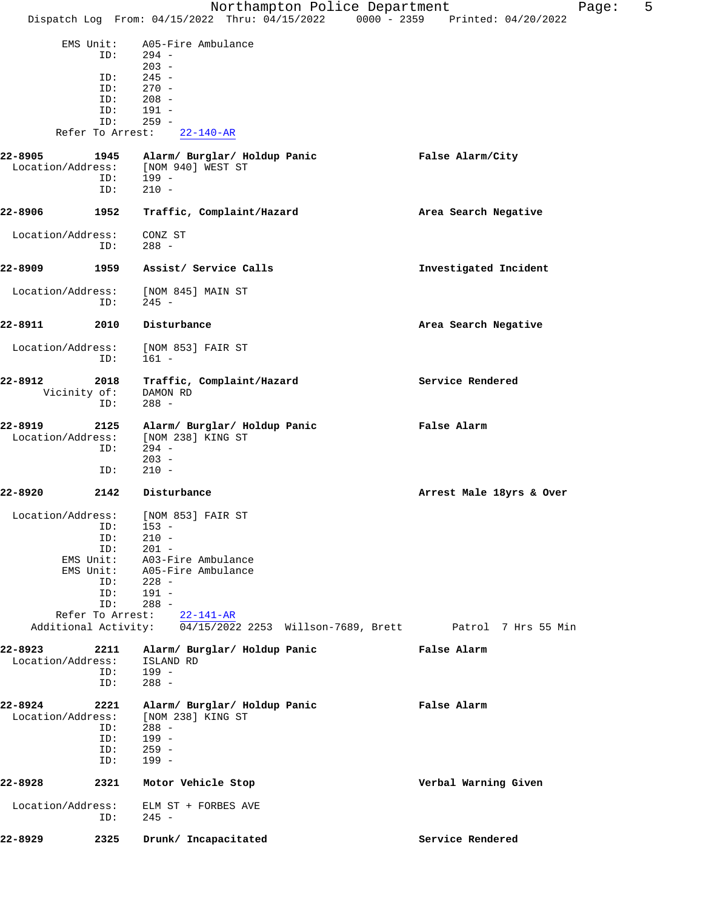```
        EMS Unit:     A05-Fire Ambulance
              ID:     294 -
                      203 -
              ID:     245 -
              ID:     270 -
              ID:     208 -
              ID:     191 -
              ID:     259 -
     Refer To Arrest:    22-140-AR

22-8905         1945     Alarm/ Burglar/ Holdup Panic              False Alarm/City
  Location/Address:     [NOM 940] WEST ST
              ID:     199 -
              ID:     210 -

22-8906         1952     Traffic, Complaint/Hazard                 Area Search Negative

  Location/Address:     CONZ ST
              ID:     288 -

22-8909         1959     Assist/ Service Calls                     Investigated Incident

  Location/Address:     [NOM 845] MAIN ST
              ID:     245 -

22-8911         2010     Disturbance                               Area Search Negative

  Location/Address:     [NOM 853] FAIR ST
              ID:     161 -

22-8912         2018     Traffic, Complaint/Hazard                 Service Rendered
       Vicinity of:     DAMON RD
              ID:     288 -

22-8919         2125     Alarm/ Burglar/ Holdup Panic              False Alarm
  Location/Address:     [NOM 238] KING ST
              ID:     294 -
                      203 -
              ID:     210 -

22-8920         2142     Disturbance                               Arrest Male 18yrs & Over

  Location/Address:     [NOM 853] FAIR ST
              ID:     153 -
              ID:     210 -
              ID:     201 -
        EMS Unit:     A03-Fire Ambulance
        EMS Unit:     A05-Fire Ambulance
              ID:     228 -
              ID:     191 -
              ID:     288 -
     Refer To Arrest:    22-141-AR
   Additional Activity:    04/15/2022 2253  Willson-7689, Brett        Patrol  7 Hrs 55 Min

22-8923         2211     Alarm/ Burglar/ Holdup Panic              False Alarm
  Location/Address:     ISLAND RD
              ID:     199 -
              ID:     288 -

22-8924         2221     Alarm/ Burglar/ Holdup Panic              False Alarm
  Location/Address:     [NOM 238] KING ST
              ID:     288 -
              ID:     199 -
              ID:     259 -
              ID:     199 -

22-8928         2321     Motor Vehicle Stop                        Verbal Warning Given

  Location/Address:     ELM ST + FORBES AVE
              ID:     245 -

22-8929         2325     Drunk/ Incapacitated                      Service Rendered
```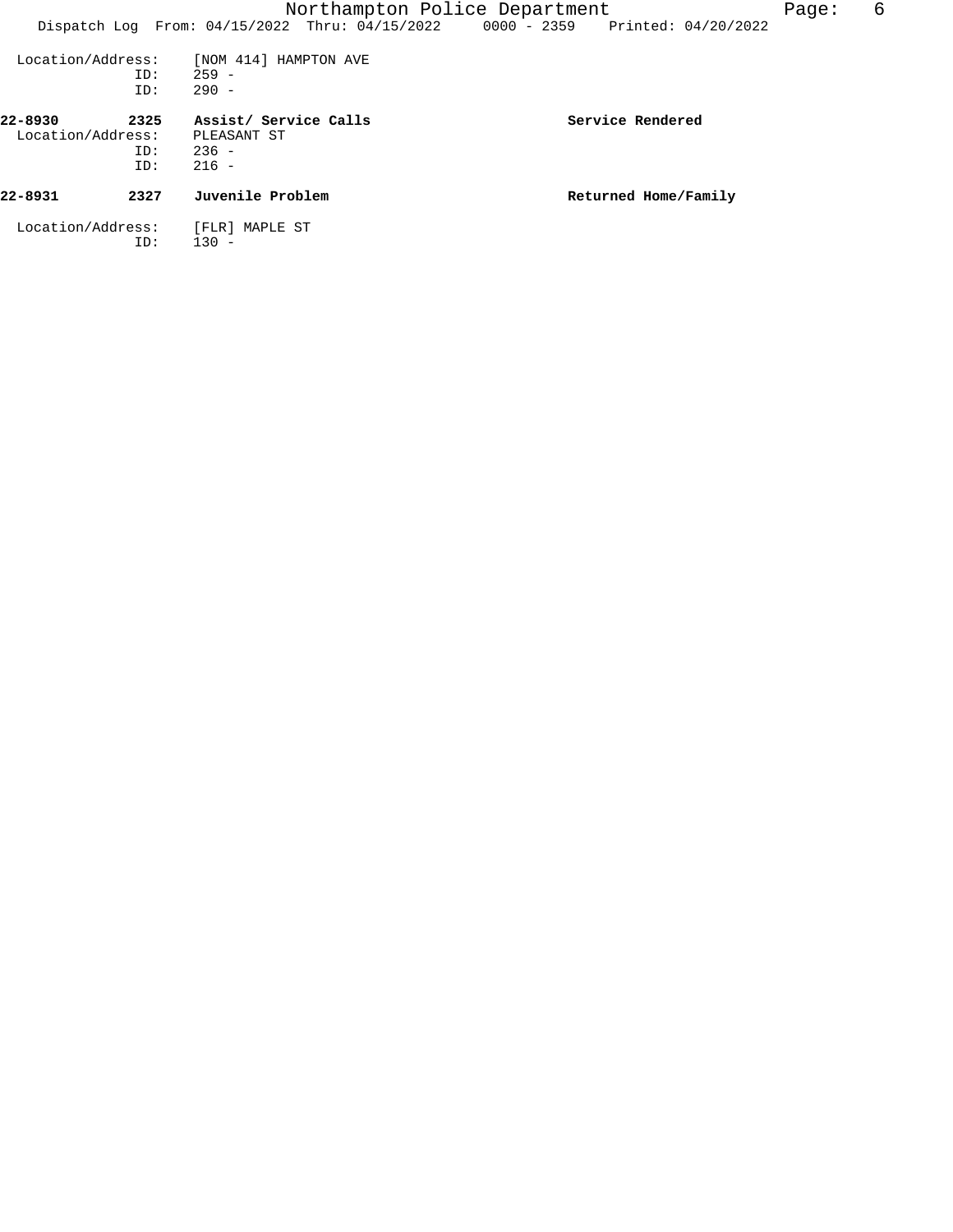Location/Address: [NOM 414] HAMPTON AVE
ID: 259 -
ID: 290 -

**22-8930 2325 Assist/ Service Calls** **Service Rendered**

Location/Address: PLEASANT ST
ID: 236 -
ID: 216 -

**22-8931 2327 Juvenile Problem** **Returned Home/Family**

Location/Address: [FLR] MAPLE ST
ID: 130 -